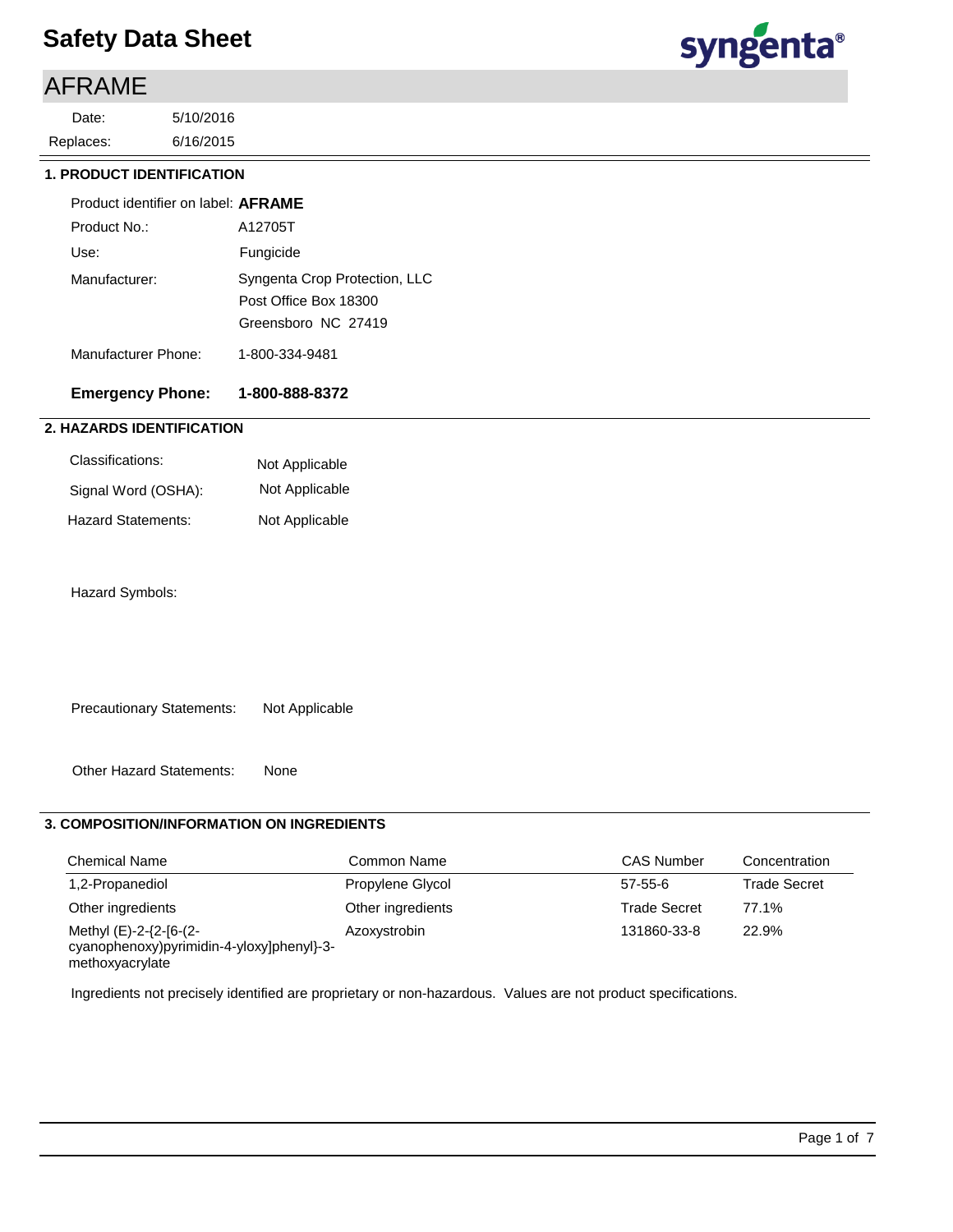# Safety Data Sheet

## AFRAME

Date: 5/10/2016

Replaces: 6/16/2015

### 1. PRODUCT IDENTIFICATION

Product identifier on label: **AFRAME**

Product No.: A12705T

Use: Fungicide

Manufacturer: Syngenta Crop Protection, LLC
Post Office Box 18300
Greensboro NC 27419

Manufacturer Phone: 1-800-334-9481

**Emergency Phone: 1-800-888-8372**

### 2. HAZARDS IDENTIFICATION

Classifications: Not Applicable

Signal Word (OSHA): Not Applicable

Hazard Statements: Not Applicable

Hazard Symbols:

Precautionary Statements: Not Applicable

Other Hazard Statements: None

### 3. COMPOSITION/INFORMATION ON INGREDIENTS

| Chemical Name | Common Name | CAS Number | Concentration |
|---|---|---|---|
| 1,2-Propanediol | Propylene Glycol | 57-55-6 | Trade Secret |
| Other ingredients | Other ingredients | Trade Secret | 77.1% |
| Methyl (E)-2-{2-[6-(2-cyanophenoxy)pyrimidin-4-yloxy]phenyl}-3-methoxyacrylate | Azoxystrobin | 131860-33-8 | 22.9% |

Ingredients not precisely identified are proprietary or non-hazardous. Values are not product specifications.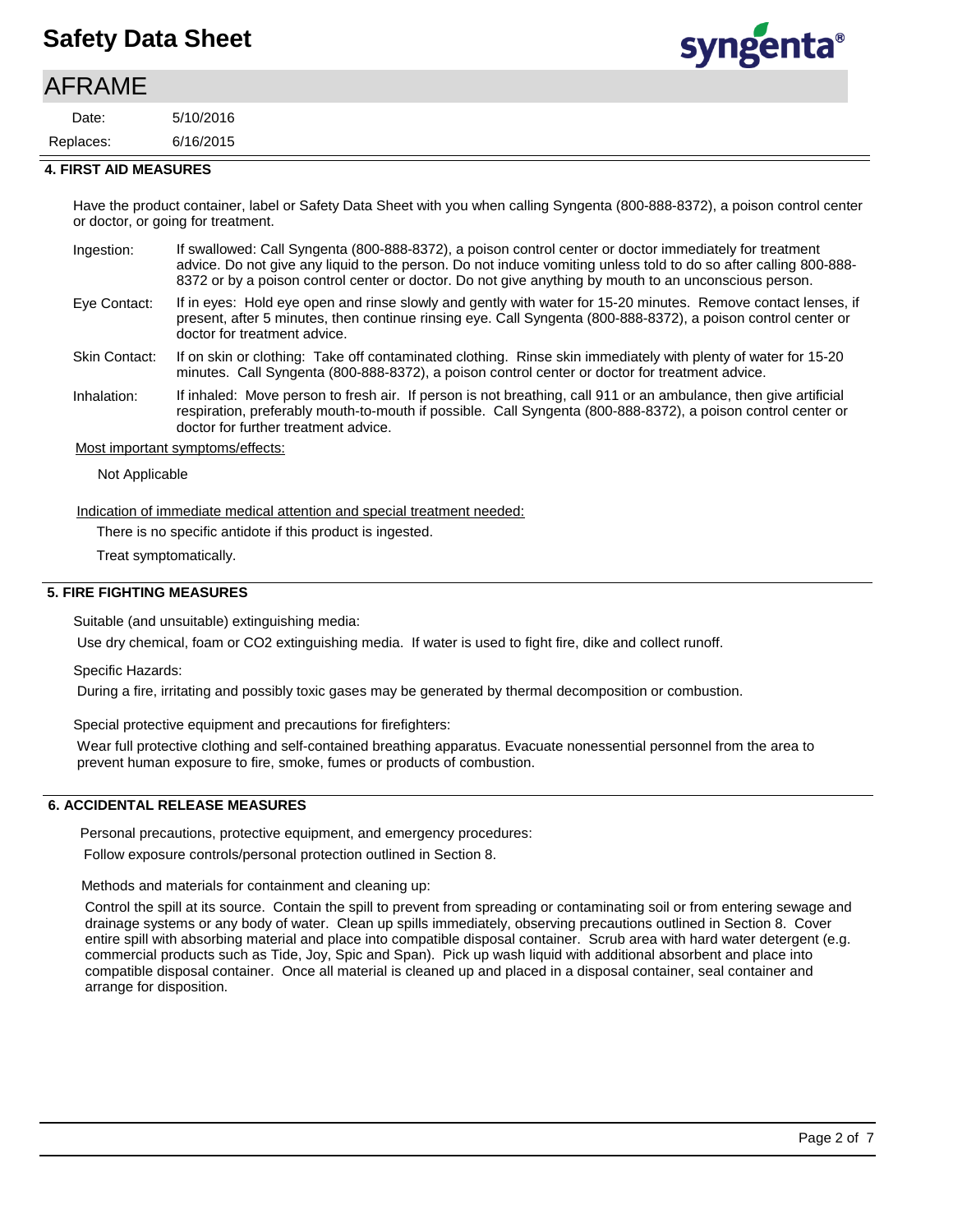## 4. FIRST AID MEASURES

Have the product container, label or Safety Data Sheet with you when calling Syngenta (800-888-8372), a poison control center or doctor, or going for treatment.

**Ingestion:** If swallowed: Call Syngenta (800-888-8372), a poison control center or doctor immediately for treatment advice. Do not give any liquid to the person. Do not induce vomiting unless told to do so after calling 800-888-8372 or by a poison control center or doctor. Do not give anything by mouth to an unconscious person.

**Eye Contact:** If in eyes: Hold eye open and rinse slowly and gently with water for 15-20 minutes. Remove contact lenses, if present, after 5 minutes, then continue rinsing eye. Call Syngenta (800-888-8372), a poison control center or doctor for treatment advice.

**Skin Contact:** If on skin or clothing: Take off contaminated clothing. Rinse skin immediately with plenty of water for 15-20 minutes. Call Syngenta (800-888-8372), a poison control center or doctor for treatment advice.

**Inhalation:** If inhaled: Move person to fresh air. If person is not breathing, call 911 or an ambulance, then give artificial respiration, preferably mouth-to-mouth if possible. Call Syngenta (800-888-8372), a poison control center or doctor for further treatment advice.

Most important symptoms/effects:

Not Applicable

Indication of immediate medical attention and special treatment needed:

There is no specific antidote if this product is ingested.

Treat symptomatically.

## 5. FIRE FIGHTING MEASURES

Suitable (and unsuitable) extinguishing media:

Use dry chemical, foam or $CO_2$ extinguishing media. If water is used to fight fire, dike and collect runoff.

Specific Hazards:

During a fire, irritating and possibly toxic gases may be generated by thermal decomposition or combustion.

Special protective equipment and precautions for firefighters:

Wear full protective clothing and self-contained breathing apparatus. Evacuate nonessential personnel from the area to prevent human exposure to fire, smoke, fumes or products of combustion.

## 6. ACCIDENTAL RELEASE MEASURES

Personal precautions, protective equipment, and emergency procedures:

Follow exposure controls/personal protection outlined in Section 8.

Methods and materials for containment and cleaning up:

Control the spill at its source. Contain the spill to prevent from spreading or contaminating soil or from entering sewage and drainage systems or any body of water. Clean up spills immediately, observing precautions outlined in Section 8. Cover entire spill with absorbing material and place into compatible disposal container. Scrub area with hard water detergent (e.g. commercial products such as Tide, Joy, Spic and Span). Pick up wash liquid with additional absorbent and place into compatible disposal container. Once all material is cleaned up and placed in a disposal container, seal container and arrange for disposition.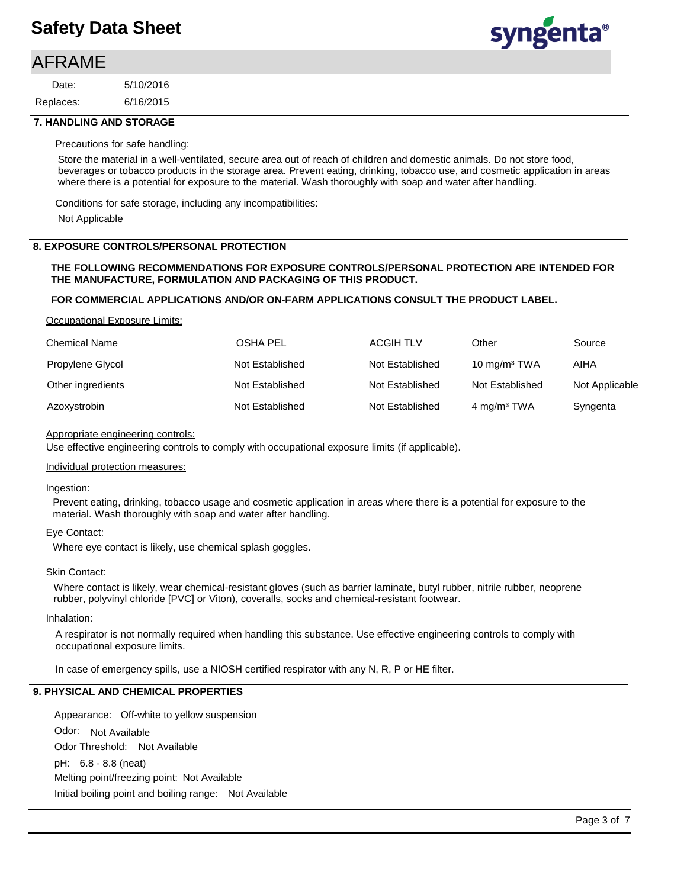## 7. HANDLING AND STORAGE

Precautions for safe handling:

Store the material in a well-ventilated, secure area out of reach of children and domestic animals. Do not store food, beverages or tobacco products in the storage area. Prevent eating, drinking, tobacco use, and cosmetic application in areas where there is a potential for exposure to the material. Wash thoroughly with soap and water after handling.

Conditions for safe storage, including any incompatibilities:

Not Applicable

## 8. EXPOSURE CONTROLS/PERSONAL PROTECTION

**THE FOLLOWING RECOMMENDATIONS FOR EXPOSURE CONTROLS/PERSONAL PROTECTION ARE INTENDED FOR THE MANUFACTURE, FORMULATION AND PACKAGING OF THIS PRODUCT.**

**FOR COMMERCIAL APPLICATIONS AND/OR ON-FARM APPLICATIONS CONSULT THE PRODUCT LABEL.**

Occupational Exposure Limits:

| Chemical Name | OSHA PEL | ACGIH TLV | Other | Source |
|---|---|---|---|---|
| Propylene Glycol | Not Established | Not Established | 10 mg/m³ TWA | AIHA |
| Other ingredients | Not Established | Not Established | Not Established | Not Applicable |
| Azoxystrobin | Not Established | Not Established | 4 mg/m³ TWA | Syngenta |

Appropriate engineering controls:

Use effective engineering controls to comply with occupational exposure limits (if applicable).

Individual protection measures:

Ingestion:

Prevent eating, drinking, tobacco usage and cosmetic application in areas where there is a potential for exposure to the material. Wash thoroughly with soap and water after handling.

Eye Contact:

Where eye contact is likely, use chemical splash goggles.

Skin Contact:

Where contact is likely, wear chemical-resistant gloves (such as barrier laminate, butyl rubber, nitrile rubber, neoprene rubber, polyvinyl chloride [PVC] or Viton), coveralls, socks and chemical-resistant footwear.

Inhalation:

A respirator is not normally required when handling this substance. Use effective engineering controls to comply with occupational exposure limits.

In case of emergency spills, use a NIOSH certified respirator with any N, R, P or HE filter.

## 9. PHYSICAL AND CHEMICAL PROPERTIES

Appearance: Off-white to yellow suspension

Odor: Not Available

Odor Threshold: Not Available

pH: 6.8 - 8.8 (neat)

Melting point/freezing point: Not Available

Initial boiling point and boiling range: Not Available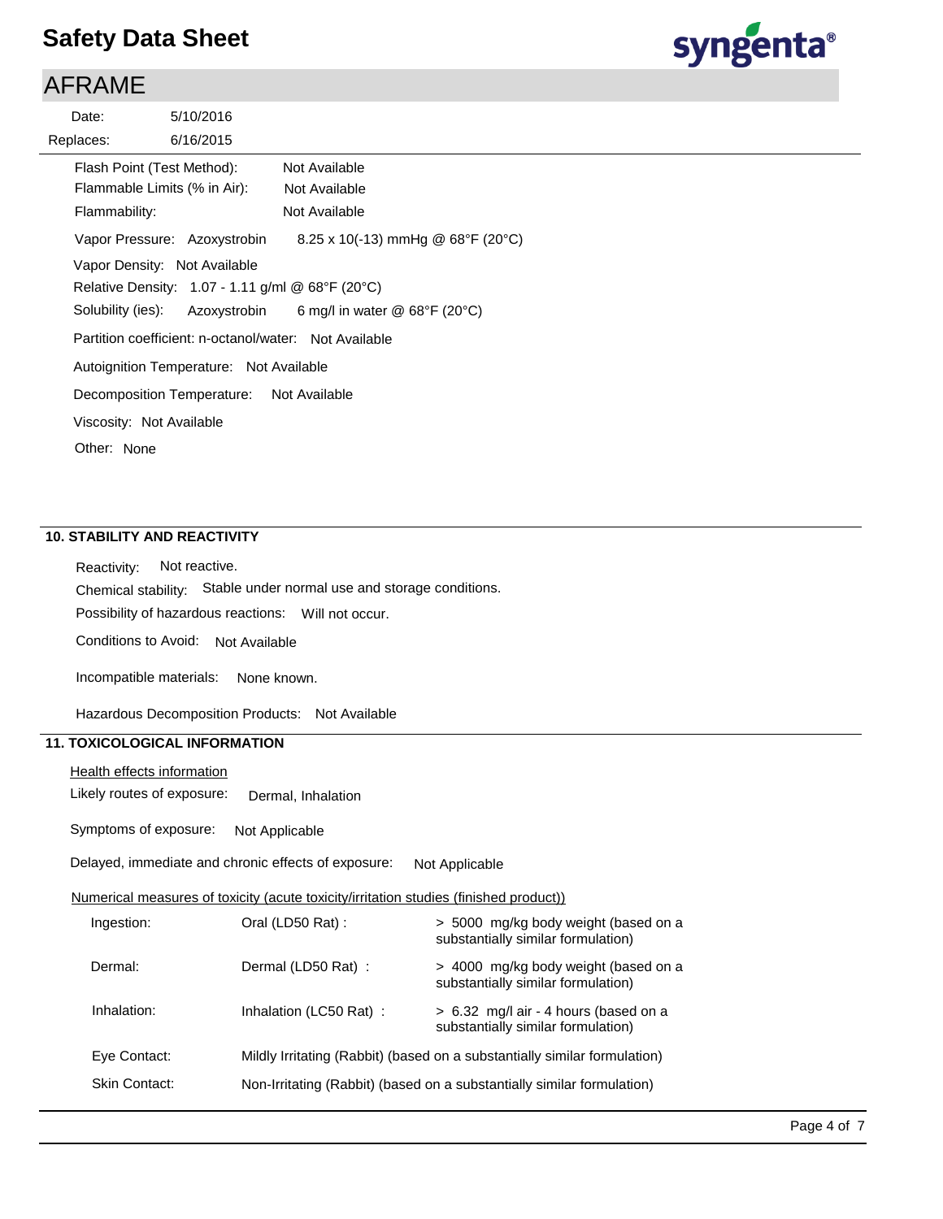Flash Point (Test Method): Not Available

Flammable Limits (% in Air): Not Available

Flammability: Not Available

Vapor Pressure: Azoxystrobin 8.25 x 10(-13) mmHg @ 68°F (20°C)

Vapor Density: Not Available

Relative Density: 1.07 - 1.11 g/ml @ 68°F (20°C)

Solubility (ies): Azoxystrobin 6 mg/l in water @ 68°F (20°C)

Partition coefficient: n-octanol/water: Not Available

Autoignition Temperature: Not Available

Decomposition Temperature: Not Available

Viscosity: Not Available

Other: None

## 10. STABILITY AND REACTIVITY

Reactivity: Not reactive.

Chemical stability: Stable under normal use and storage conditions.

Possibility of hazardous reactions: Will not occur.

Conditions to Avoid: Not Available

Incompatible materials: None known.

Hazardous Decomposition Products: Not Available

## 11. TOXICOLOGICAL INFORMATION

Health effects information

Likely routes of exposure: Dermal, Inhalation

Symptoms of exposure: Not Applicable

Delayed, immediate and chronic effects of exposure: Not Applicable

Numerical measures of toxicity (acute toxicity/irritation studies (finished product))

| | | |
|---|---|---|
| Ingestion: | Oral (LD50 Rat) : | > 5000 mg/kg body weight (based on a substantially similar formulation) |
| Dermal: | Dermal (LD50 Rat) : | > 4000 mg/kg body weight (based on a substantially similar formulation) |
| Inhalation: | Inhalation (LC50 Rat) : | > 6.32 mg/l air - 4 hours (based on a substantially similar formulation) |
| Eye Contact: | Mildly Irritating (Rabbit) (based on a substantially similar formulation) | |
| Skin Contact: | Non-Irritating (Rabbit) (based on a substantially similar formulation) | |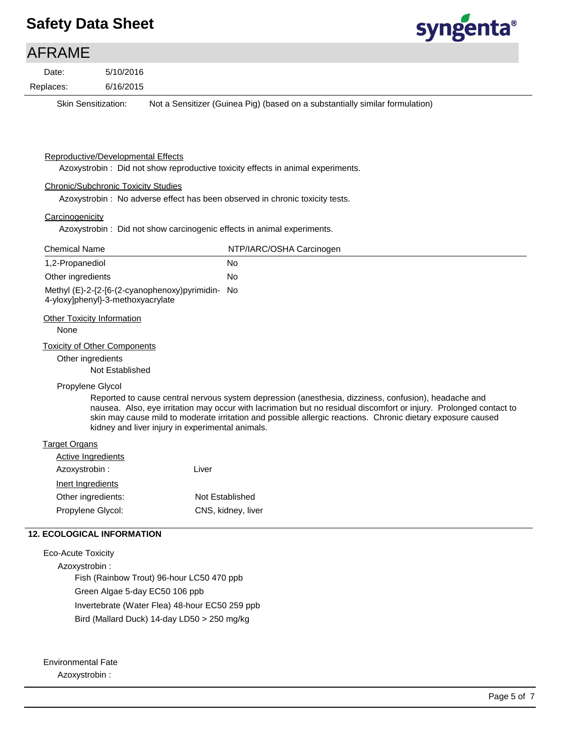Skin Sensitization: Not a Sensitizer (Guinea Pig) (based on a substantially similar formulation)

Reproductive/Developmental Effects

Azoxystrobin : Did not show reproductive toxicity effects in animal experiments.

Chronic/Subchronic Toxicity Studies

Azoxystrobin : No adverse effect has been observed in chronic toxicity tests.

Carcinogenicity

Azoxystrobin : Did not show carcinogenic effects in animal experiments.

| Chemical Name | NTP/IARC/OSHA Carcinogen |
| --- | --- |
| 1,2-Propanediol | No |
| Other ingredients | No |
| Methyl (E)-2-{2-[6-(2-cyanophenoxy)pyrimidin-4-yloxy]phenyl}-3-methoxyacrylate | No |

Other Toxicity Information

None

Toxicity of Other Components

Other ingredients

Not Established

Propylene Glycol

Reported to cause central nervous system depression (anesthesia, dizziness, confusion), headache and nausea. Also, eye irritation may occur with lacrimation but no residual discomfort or injury. Prolonged contact to skin may cause mild to moderate irritation and possible allergic reactions. Chronic dietary exposure caused kidney and liver injury in experimental animals.

Target Organs

Active Ingredients

| | |
| --- | --- |
| Azoxystrobin : | Liver |

Inert Ingredients

| | |
| --- | --- |
| Other ingredients: | Not Established |
| Propylene Glycol: | CNS, kidney, liver |

## 12. ECOLOGICAL INFORMATION

Eco-Acute Toxicity

Azoxystrobin :

Fish (Rainbow Trout) 96-hour LC50 470 ppb

Green Algae 5-day EC50 106 ppb

Invertebrate (Water Flea) 48-hour EC50 259 ppb

Bird (Mallard Duck) 14-day LD50 > 250 mg/kg

Environmental Fate

Azoxystrobin :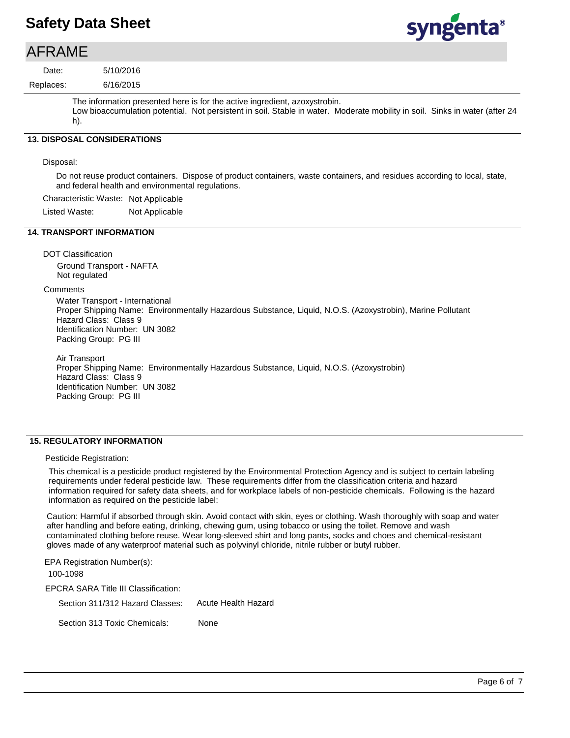The information presented here is for the active ingredient, azoxystrobin.
Low bioaccumulation potential. Not persistent in soil. Stable in water. Moderate mobility in soil. Sinks in water (after 24 h).

## 13. DISPOSAL CONSIDERATIONS

Disposal:

Do not reuse product containers. Dispose of product containers, waste containers, and residues according to local, state, and federal health and environmental regulations.

Characteristic Waste: Not Applicable

Listed Waste: Not Applicable

## 14. TRANSPORT INFORMATION

DOT Classification

Ground Transport - NAFTA
Not regulated

Comments

Water Transport - International
Proper Shipping Name: Environmentally Hazardous Substance, Liquid, N.O.S. (Azoxystrobin), Marine Pollutant
Hazard Class: Class 9
Identification Number: UN 3082
Packing Group: PG III

Air Transport
Proper Shipping Name: Environmentally Hazardous Substance, Liquid, N.O.S. (Azoxystrobin)
Hazard Class: Class 9
Identification Number: UN 3082
Packing Group: PG III

## 15. REGULATORY INFORMATION

Pesticide Registration:

This chemical is a pesticide product registered by the Environmental Protection Agency and is subject to certain labeling requirements under federal pesticide law. These requirements differ from the classification criteria and hazard information required for safety data sheets, and for workplace labels of non-pesticide chemicals. Following is the hazard information as required on the pesticide label:

Caution: Harmful if absorbed through skin. Avoid contact with skin, eyes or clothing. Wash thoroughly with soap and water after handling and before eating, drinking, chewing gum, using tobacco or using the toilet. Remove and wash contaminated clothing before reuse. Wear long-sleeved shirt and long pants, socks and choes and chemical-resistant gloves made of any waterproof material such as polyvinyl chloride, nitrile rubber or butyl rubber.

EPA Registration Number(s):

100-1098

EPCRA SARA Title III Classification:

Section 311/312 Hazard Classes: Acute Health Hazard

Section 313 Toxic Chemicals: None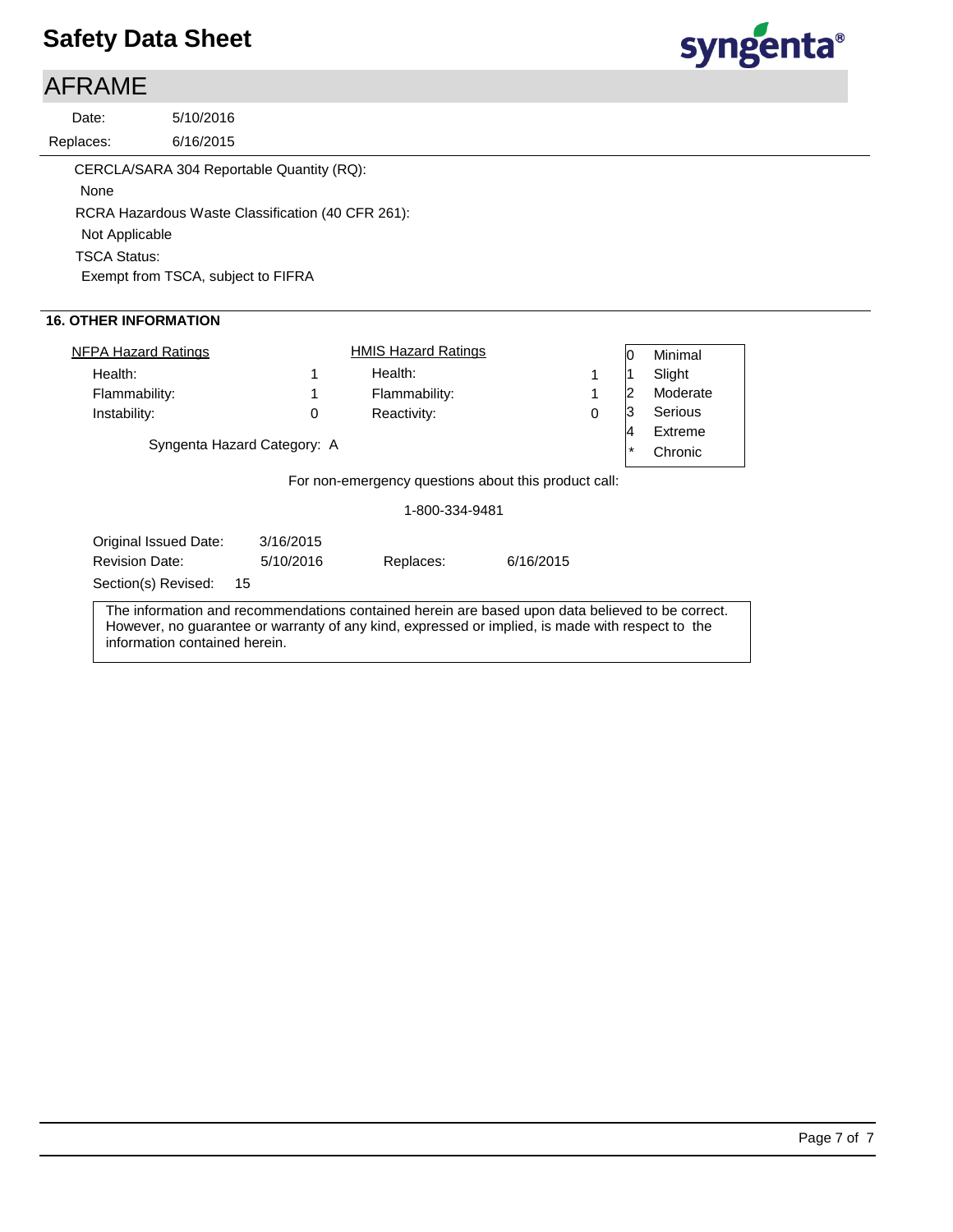CERCLA/SARA 304 Reportable Quantity (RQ):

None

RCRA Hazardous Waste Classification (40 CFR 261):

Not Applicable

TSCA Status:

Exempt from TSCA, subject to FIFRA

## 16. OTHER INFORMATION

| NFPA Hazard Ratings | | HMIS Hazard Ratings | | | |
|---|---|---|---|---|---|
| Health: | 1 | Health: | 1 | 0 | Minimal |
| Flammability: | 1 | Flammability: | 1 | 1 | Slight |
| Instability: | 0 | Reactivity: | 0 | 2 | Moderate |
| | | | | 3 | Serious |
| | | | | 4 | Extreme |
| | | | | * | Chronic |

Syngenta Hazard Category: A

For non-emergency questions about this product call:

1-800-334-9481

Original Issued Date: 3/16/2015

Revision Date: 5/10/2016 Replaces: 6/16/2015

Section(s) Revised: 15

The information and recommendations contained herein are based upon data believed to be correct. However, no guarantee or warranty of any kind, expressed or implied, is made with respect to the information contained herein.